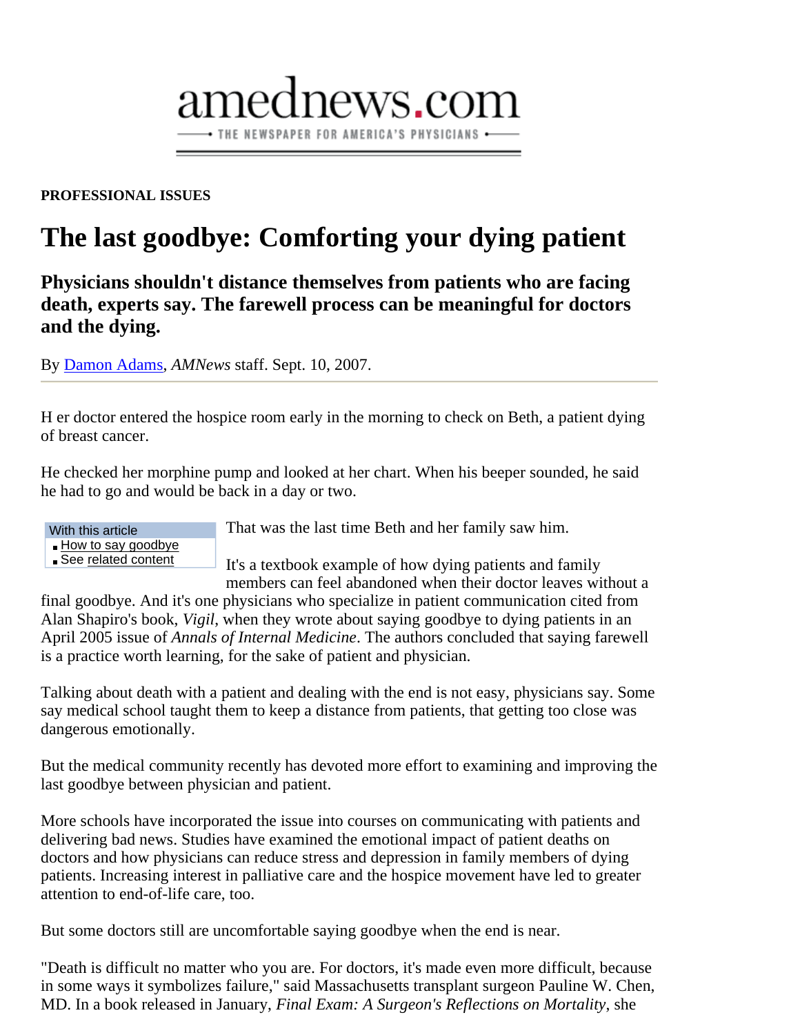amednews.com

THE NEWSPAPER FOR AMERICA'S PHYSICIANS

**PROFESSIONAL ISSUES**

# The last goodbye: Comforting your dying patient

## Physicians shouldn't distance themselves from patients who are facing death, experts say. The farewell process can be meaningful for doctors and the dying.

By Damon Adams, *AMNews* staff. Sept. 10, 2007.

---

Her doctor entered the hospice room early in the morning to check on Beth, a patient dying of breast cancer.

He checked her morphine pump and looked at her chart. When his beeper sounded, he said he had to go and would be back in a day or two.

With this article
- How to say goodbye
- See related content

That was the last time Beth and her family saw him.

It's a textbook example of how dying patients and family members can feel abandoned when their doctor leaves without a final goodbye. And it's one physicians who specialize in patient communication cited from Alan Shapiro's book, *Vigil*, when they wrote about saying goodbye to dying patients in an April 2005 issue of *Annals of Internal Medicine*. The authors concluded that saying farewell is a practice worth learning, for the sake of patient and physician.

Talking about death with a patient and dealing with the end is not easy, physicians say. Some say medical school taught them to keep a distance from patients, that getting too close was dangerous emotionally.

But the medical community recently has devoted more effort to examining and improving the last goodbye between physician and patient.

More schools have incorporated the issue into courses on communicating with patients and delivering bad news. Studies have examined the emotional impact of patient deaths on doctors and how physicians can reduce stress and depression in family members of dying patients. Increasing interest in palliative care and the hospice movement have led to greater attention to end-of-life care, too.

But some doctors still are uncomfortable saying goodbye when the end is near.

"Death is difficult no matter who you are. For doctors, it's made even more difficult, because in some ways it symbolizes failure," said Massachusetts transplant surgeon Pauline W. Chen, MD. In a book released in January, *Final Exam: A Surgeon's Reflections on Mortality*, she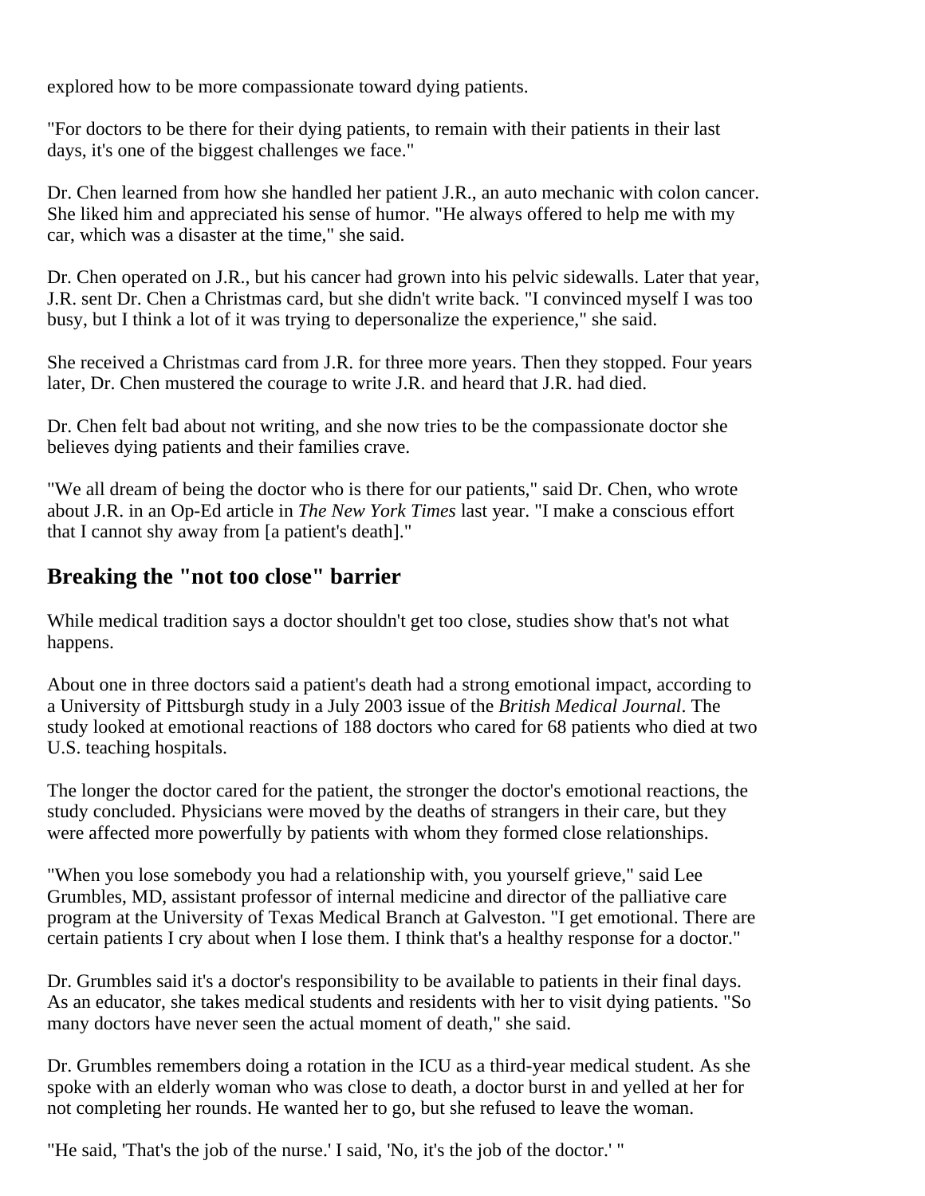explored how to be more compassionate toward dying patients.

"For doctors to be there for their dying patients, to remain with their patients in their last days, it's one of the biggest challenges we face."

Dr. Chen learned from how she handled her patient J.R., an auto mechanic with colon cancer. She liked him and appreciated his sense of humor. "He always offered to help me with my car, which was a disaster at the time," she said.

Dr. Chen operated on J.R., but his cancer had grown into his pelvic sidewalls. Later that year, J.R. sent Dr. Chen a Christmas card, but she didn't write back. "I convinced myself I was too busy, but I think a lot of it was trying to depersonalize the experience," she said.

She received a Christmas card from J.R. for three more years. Then they stopped. Four years later, Dr. Chen mustered the courage to write J.R. and heard that J.R. had died.

Dr. Chen felt bad about not writing, and she now tries to be the compassionate doctor she believes dying patients and their families crave.

"We all dream of being the doctor who is there for our patients," said Dr. Chen, who wrote about J.R. in an Op-Ed article in *The New York Times* last year. "I make a conscious effort that I cannot shy away from [a patient's death]."

## Breaking the "not too close" barrier

While medical tradition says a doctor shouldn't get too close, studies show that's not what happens.

About one in three doctors said a patient's death had a strong emotional impact, according to a University of Pittsburgh study in a July 2003 issue of the *British Medical Journal*. The study looked at emotional reactions of 188 doctors who cared for 68 patients who died at two U.S. teaching hospitals.

The longer the doctor cared for the patient, the stronger the doctor's emotional reactions, the study concluded. Physicians were moved by the deaths of strangers in their care, but they were affected more powerfully by patients with whom they formed close relationships.

"When you lose somebody you had a relationship with, you yourself grieve," said Lee Grumbles, MD, assistant professor of internal medicine and director of the palliative care program at the University of Texas Medical Branch at Galveston. "I get emotional. There are certain patients I cry about when I lose them. I think that's a healthy response for a doctor."

Dr. Grumbles said it's a doctor's responsibility to be available to patients in their final days. As an educator, she takes medical students and residents with her to visit dying patients. "So many doctors have never seen the actual moment of death," she said.

Dr. Grumbles remembers doing a rotation in the ICU as a third-year medical student. As she spoke with an elderly woman who was close to death, a doctor burst in and yelled at her for not completing her rounds. He wanted her to go, but she refused to leave the woman.

"He said, 'That's the job of the nurse.' I said, 'No, it's the job of the doctor.' "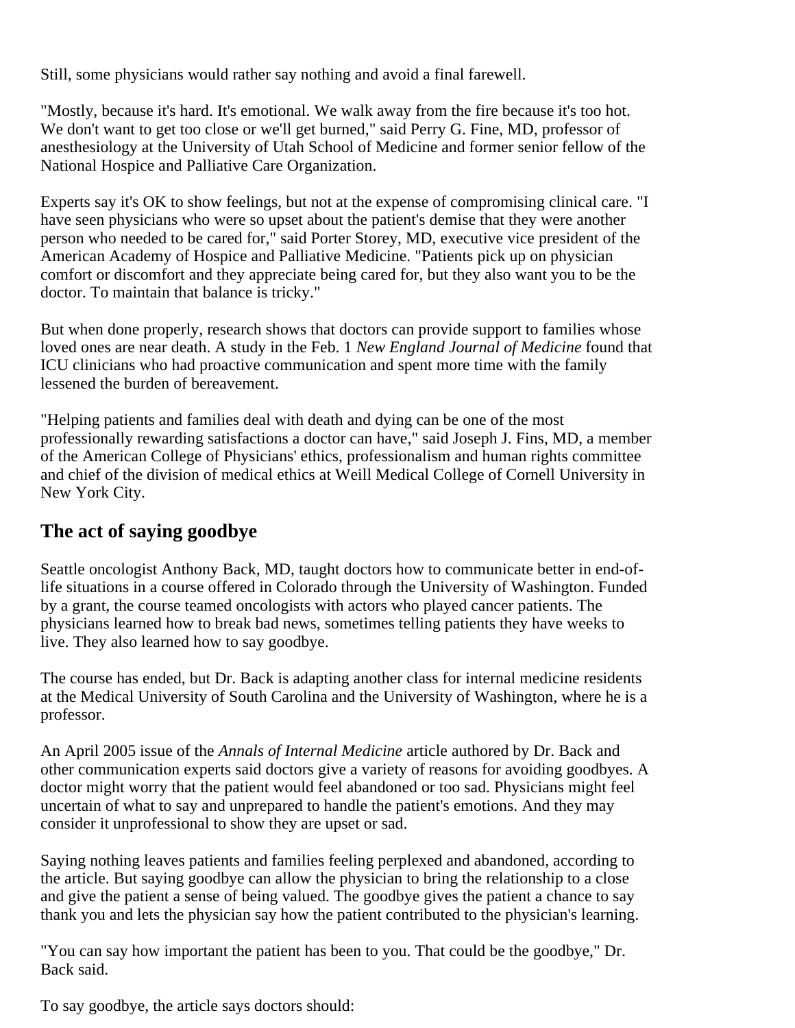Still, some physicians would rather say nothing and avoid a final farewell.

"Mostly, because it's hard. It's emotional. We walk away from the fire because it's too hot. We don't want to get too close or we'll get burned," said Perry G. Fine, MD, professor of anesthesiology at the University of Utah School of Medicine and former senior fellow of the National Hospice and Palliative Care Organization.

Experts say it's OK to show feelings, but not at the expense of compromising clinical care. "I have seen physicians who were so upset about the patient's demise that they were another person who needed to be cared for," said Porter Storey, MD, executive vice president of the American Academy of Hospice and Palliative Medicine. "Patients pick up on physician comfort or discomfort and they appreciate being cared for, but they also want you to be the doctor. To maintain that balance is tricky."

But when done properly, research shows that doctors can provide support to families whose loved ones are near death. A study in the Feb. 1 *New England Journal of Medicine* found that ICU clinicians who had proactive communication and spent more time with the family lessened the burden of bereavement.

"Helping patients and families deal with death and dying can be one of the most professionally rewarding satisfactions a doctor can have," said Joseph J. Fins, MD, a member of the American College of Physicians' ethics, professionalism and human rights committee and chief of the division of medical ethics at Weill Medical College of Cornell University in New York City.

## The act of saying goodbye

Seattle oncologist Anthony Back, MD, taught doctors how to communicate better in end-of-life situations in a course offered in Colorado through the University of Washington. Funded by a grant, the course teamed oncologists with actors who played cancer patients. The physicians learned how to break bad news, sometimes telling patients they have weeks to live. They also learned how to say goodbye.

The course has ended, but Dr. Back is adapting another class for internal medicine residents at the Medical University of South Carolina and the University of Washington, where he is a professor.

An April 2005 issue of the *Annals of Internal Medicine* article authored by Dr. Back and other communication experts said doctors give a variety of reasons for avoiding goodbyes. A doctor might worry that the patient would feel abandoned or too sad. Physicians might feel uncertain of what to say and unprepared to handle the patient's emotions. And they may consider it unprofessional to show they are upset or sad.

Saying nothing leaves patients and families feeling perplexed and abandoned, according to the article. But saying goodbye can allow the physician to bring the relationship to a close and give the patient a sense of being valued. The goodbye gives the patient a chance to say thank you and lets the physician say how the patient contributed to the physician's learning.

"You can say how important the patient has been to you. That could be the goodbye," Dr. Back said.

To say goodbye, the article says doctors should: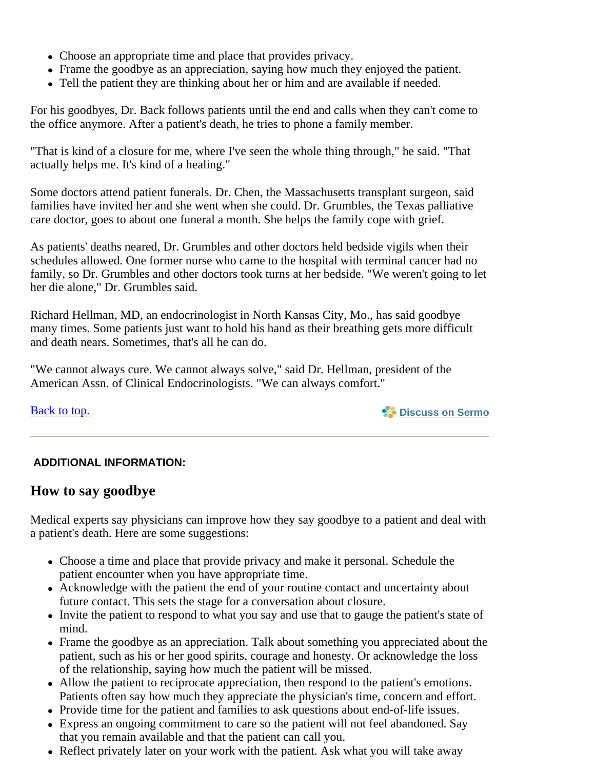- Choose an appropriate time and place that provides privacy.
- Frame the goodbye as an appreciation, saying how much they enjoyed the patient.
- Tell the patient they are thinking about her or him and are available if needed.

For his goodbyes, Dr. Back follows patients until the end and calls when they can't come to the office anymore. After a patient's death, he tries to phone a family member.

"That is kind of a closure for me, where I've seen the whole thing through," he said. "That actually helps me. It's kind of a healing."

Some doctors attend patient funerals. Dr. Chen, the Massachusetts transplant surgeon, said families have invited her and she went when she could. Dr. Grumbles, the Texas palliative care doctor, goes to about one funeral a month. She helps the family cope with grief.

As patients' deaths neared, Dr. Grumbles and other doctors held bedside vigils when their schedules allowed. One former nurse who came to the hospital with terminal cancer had no family, so Dr. Grumbles and other doctors took turns at her bedside. "We weren't going to let her die alone," Dr. Grumbles said.

Richard Hellman, MD, an endocrinologist in North Kansas City, Mo., has said goodbye many times. Some patients just want to hold his hand as their breathing gets more difficult and death nears. Sometimes, that's all he can do.

"We cannot always cure. We cannot always solve," said Dr. Hellman, president of the American Assn. of Clinical Endocrinologists. "We can always comfort."

Back to top.

Discuss on Sermo

---

**ADDITIONAL INFORMATION:**

## How to say goodbye

Medical experts say physicians can improve how they say goodbye to a patient and deal with a patient's death. Here are some suggestions:

- Choose a time and place that provide privacy and make it personal. Schedule the patient encounter when you have appropriate time.
- Acknowledge with the patient the end of your routine contact and uncertainty about future contact. This sets the stage for a conversation about closure.
- Invite the patient to respond to what you say and use that to gauge the patient's state of mind.
- Frame the goodbye as an appreciation. Talk about something you appreciated about the patient, such as his or her good spirits, courage and honesty. Or acknowledge the loss of the relationship, saying how much the patient will be missed.
- Allow the patient to reciprocate appreciation, then respond to the patient's emotions. Patients often say how much they appreciate the physician's time, concern and effort.
- Provide time for the patient and families to ask questions about end-of-life issues.
- Express an ongoing commitment to care so the patient will not feel abandoned. Say that you remain available and that the patient can call you.
- Reflect privately later on your work with the patient. Ask what you will take away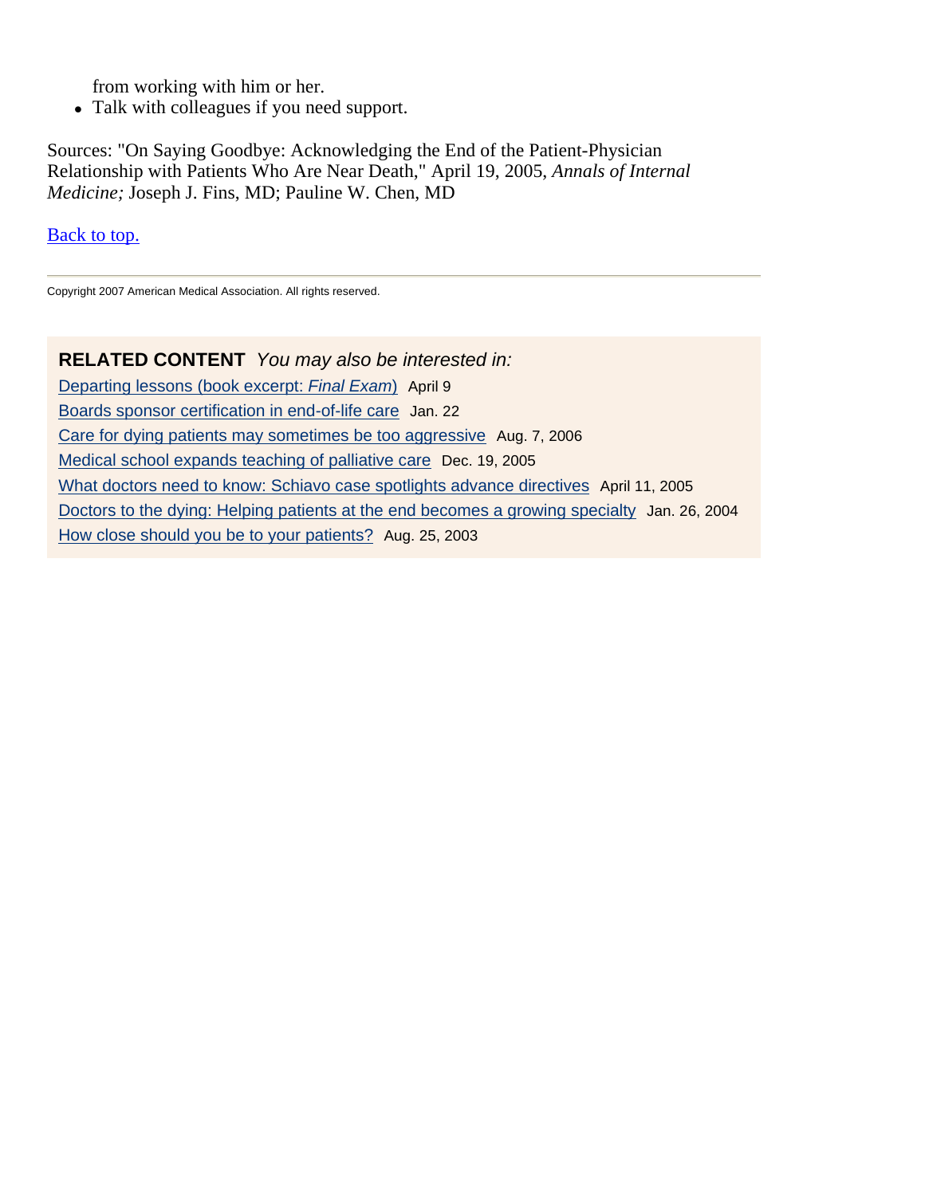from working with him or her.

- Talk with colleagues if you need support.

Sources: "On Saying Goodbye: Acknowledging the End of the Patient-Physician Relationship with Patients Who Are Near Death," April 19, 2005, *Annals of Internal Medicine;* Joseph J. Fins, MD; Pauline W. Chen, MD

Back to top.

---

Copyright 2007 American Medical Association. All rights reserved.

**RELATED CONTENT** *You may also be interested in:*

Departing lessons (book excerpt: *Final Exam*) April 9

Boards sponsor certification in end-of-life care Jan. 22

Care for dying patients may sometimes be too aggressive Aug. 7, 2006

Medical school expands teaching of palliative care Dec. 19, 2005

What doctors need to know: Schiavo case spotlights advance directives April 11, 2005

Doctors to the dying: Helping patients at the end becomes a growing specialty Jan. 26, 2004

How close should you be to your patients? Aug. 25, 2003